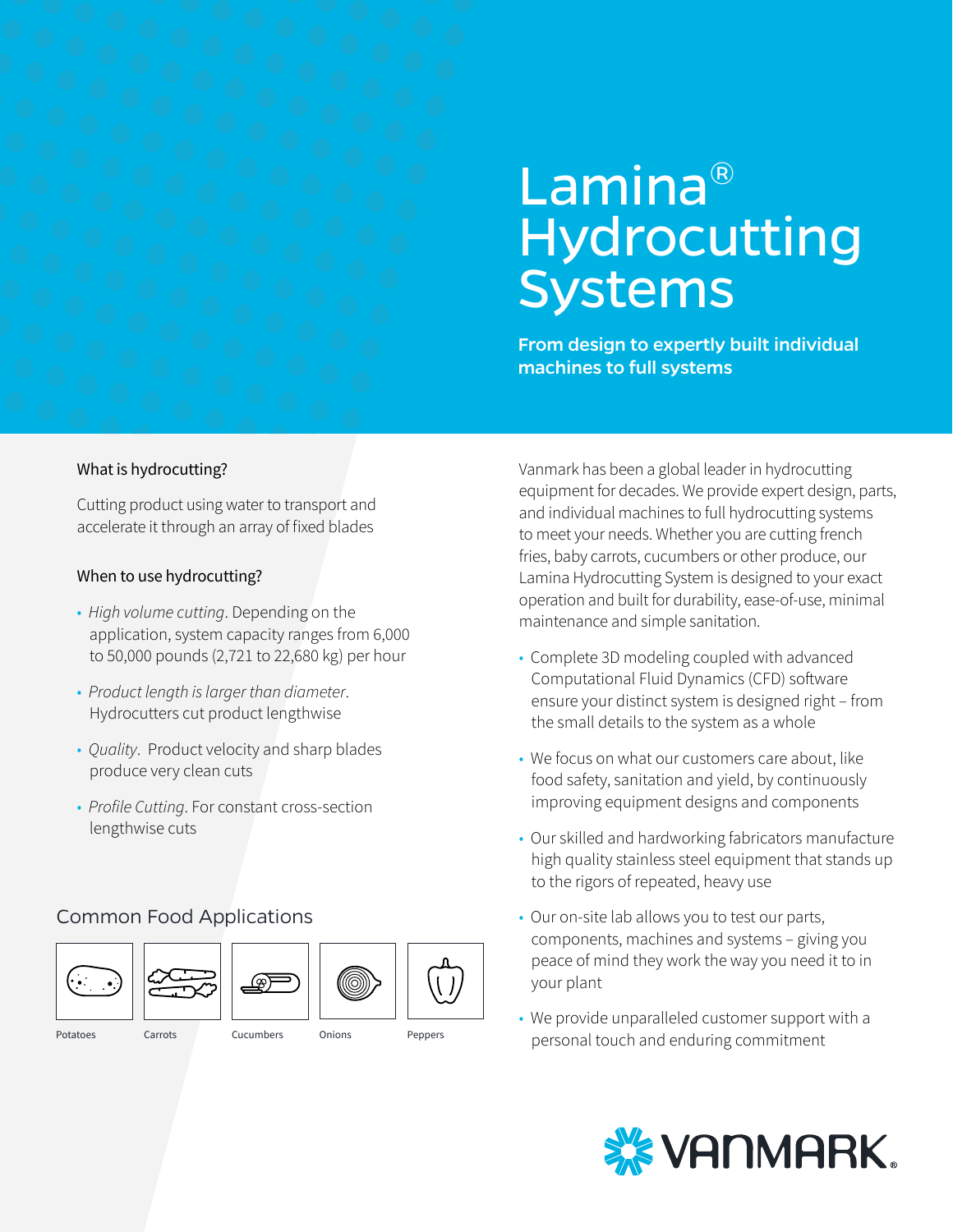# Lamina® Hydrocutting Systems

**From design to expertly built individual machines to full systems**

### What is hydrocutting?

Cutting product using water to transport and accelerate it through an array of fixed blades

### When to use hydrocutting?

- *High volume cutting*. Depending on the application, system capacity ranges from 6,000 to 50,000 pounds (2,721 to 22,680 kg) per hour
- *Product length is larger than diameter*. Hydrocutters cut product lengthwise
- *Quality*. Product velocity and sharp blades produce very clean cuts
- *Profile Cutting*. For constant cross-section lengthwise cuts

## Common Food Applications

Potatoes

Carrots

Cucumbers

Onions

Peppers

Vanmark has been a global leader in hydrocutting equipment for decades. We provide expert design, parts, and individual machines to full hydrocutting systems to meet your needs. Whether you are cutting french fries, baby carrots, cucumbers or other produce, our Lamina Hydrocutting System is designed to your exact operation and built for durability, ease-of-use, minimal maintenance and simple sanitation.

- Complete 3D modeling coupled with advanced Computational Fluid Dynamics (CFD) software ensure your distinct system is designed right – from the small details to the system as a whole
- We focus on what our customers care about, like food safety, sanitation and yield, by continuously improving equipment designs and components
- Our skilled and hardworking fabricators manufacture high quality stainless steel equipment that stands up to the rigors of repeated, heavy use
- Our on-site lab allows you to test our parts, components, machines and systems – giving you peace of mind they work the way you need it to in your plant
- We provide unparalleled customer support with a personal touch and enduring commitment

VANMARK.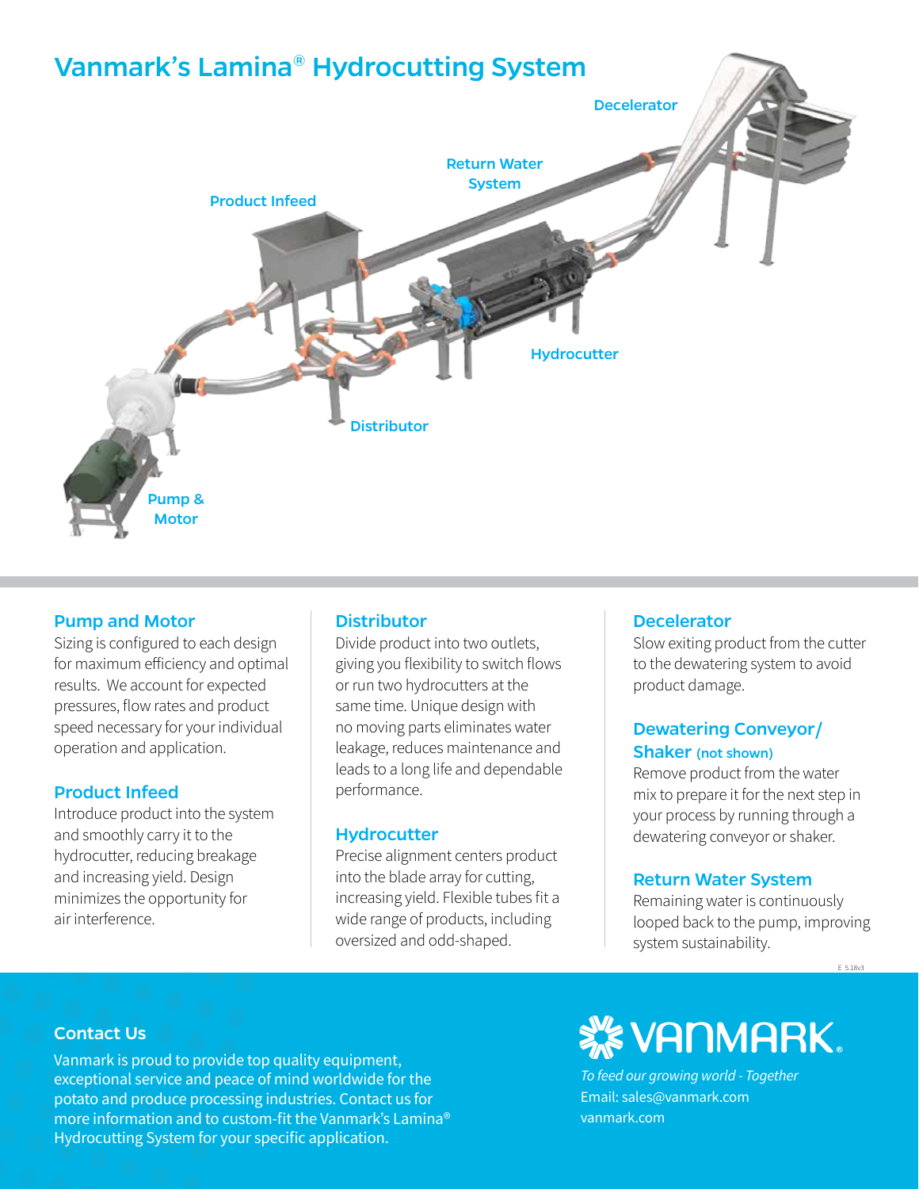# Vanmark's Lamina® Hydrocutting System

Decelerator

Return Water System

Product Infeed

Hydrocutter

Distributor

Pump & Motor

### Pump and Motor

Sizing is configured to each design for maximum efficiency and optimal results. We account for expected pressures, flow rates and product speed necessary for your individual operation and application.

### Product Infeed

Introduce product into the system and smoothly carry it to the hydrocutter, reducing breakage and increasing yield. Design minimizes the opportunity for air interference.

### Distributor

Divide product into two outlets, giving you flexibility to switch flows or run two hydrocutters at the same time. Unique design with no moving parts eliminates water leakage, reduces maintenance and leads to a long life and dependable performance.

### Hydrocutter

Precise alignment centers product into the blade array for cutting, increasing yield. Flexible tubes fit a wide range of products, including oversized and odd-shaped.

### Decelerator

Slow exiting product from the cutter to the dewatering system to avoid product damage.

### Dewatering Conveyor/ Shaker (not shown)

Remove product from the water mix to prepare it for the next step in your process by running through a dewatering conveyor or shaker.

### Return Water System

Remaining water is continuously looped back to the pump, improving system sustainability.

E. 5.18v3

### Contact Us

Vanmark is proud to provide top quality equipment, exceptional service and peace of mind worldwide for the potato and produce processing industries. Contact us for more information and to custom-fit the Vanmark's Lamina® Hydrocutting System for your specific application.

VANMARK

*To feed our growing world - Together*

Email: sales@vanmark.com

vanmark.com